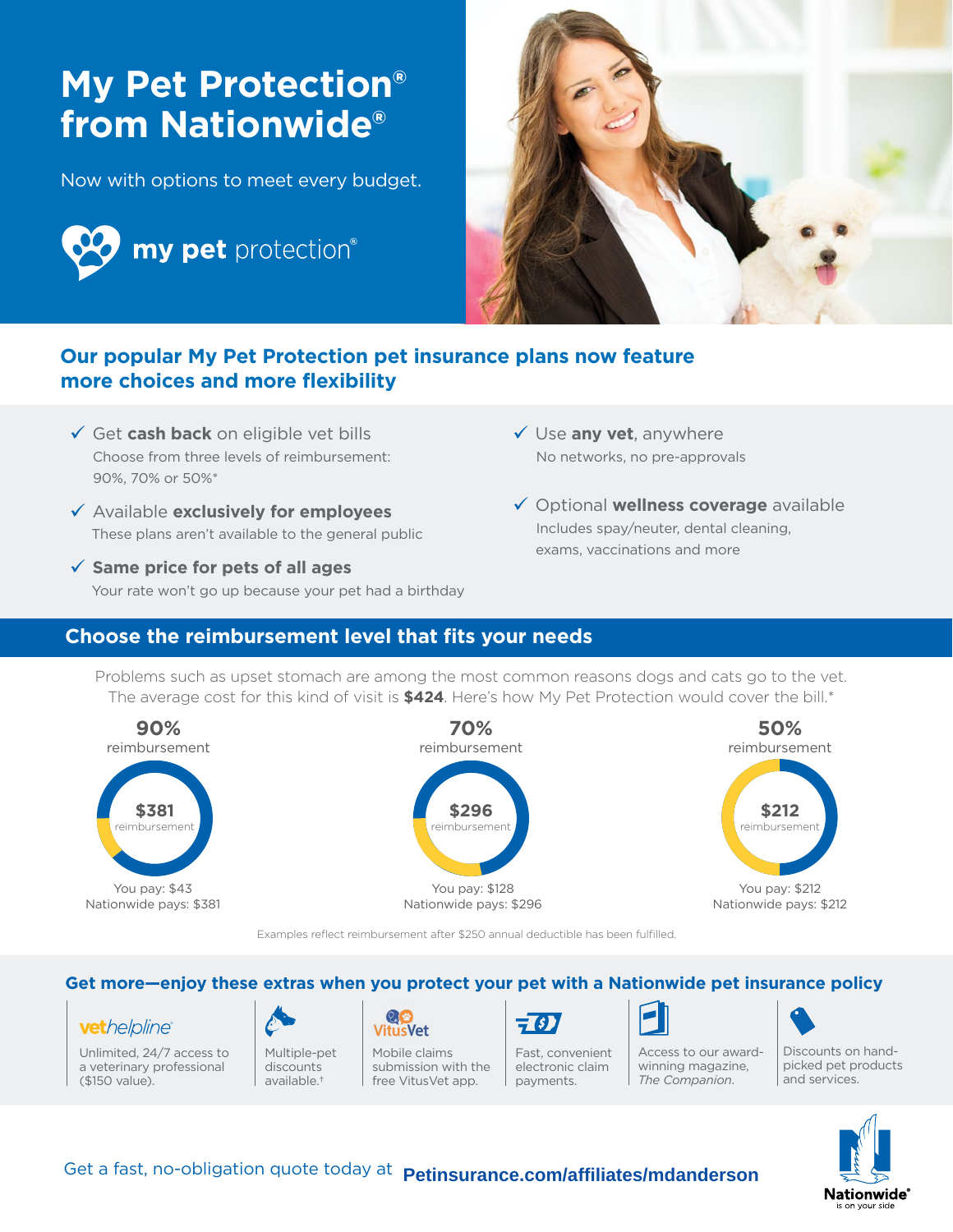# My Pet Protection® from Nationwide®

Now with options to meet every budget.

**my pet** protection®

## Our popular My Pet Protection pet insurance plans now feature more choices and more flexibility

- ✓ Get **cash back** on eligible vet bills
  Choose from three levels of reimbursement: 90%, 70% or 50%*
- ✓ Available **exclusively for employees**
  These plans aren't available to the general public
- ✓ **Same price for pets of all ages**
  Your rate won't go up because your pet had a birthday
- ✓ Use **any vet**, anywhere
  No networks, no pre-approvals
- ✓ Optional **wellness coverage** available
  Includes spay/neuter, dental cleaning, exams, vaccinations and more

## Choose the reimbursement level that fits your needs

Problems such as upset stomach are among the most common reasons dogs and cats go to the vet. The average cost for this kind of visit is **$424**. Here's how My Pet Protection would cover the bill.*

| 90% reimbursement | 70% reimbursement | 50% reimbursement |
|---|---|---|
| $381 reimbursement | $296 reimbursement | $212 reimbursement |
| You pay: $43 | You pay: $128 | You pay: $212 |
| Nationwide pays: $381 | Nationwide pays: $296 | Nationwide pays: $212 |

Examples reflect reimbursement after $250 annual deductible has been fulfilled.

## Get more—enjoy these extras when you protect your pet with a Nationwide pet insurance policy

- **vethelpline®** – Unlimited, 24/7 access to a veterinary professional ($150 value).
- Multiple-pet discounts available.†
- **VitusVet** – Mobile claims submission with the free VitusVet app.
- Fast, convenient electronic claim payments.
- Access to our award-winning magazine, *The Companion*.
- Discounts on hand-picked pet products and services.

Get a fast, no-obligation quote today at **Petinsurance.com/affiliates/mdanderson**

Nationwide® is on your side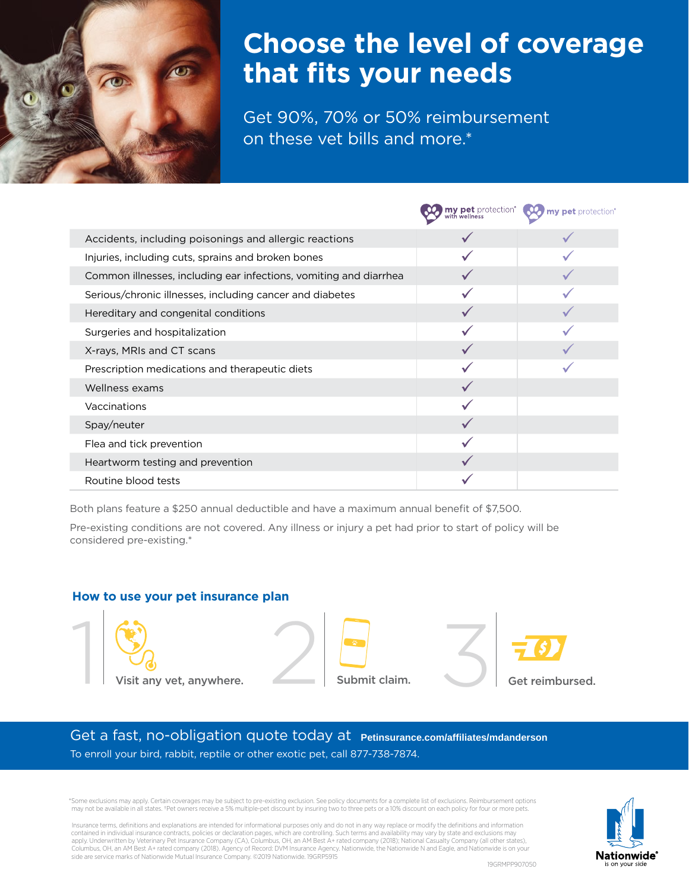# Choose the level of coverage that fits your needs

Get 90%, 70% or 50% reimbursement on these vet bills and more.*

| | my pet protection® with wellness | my pet protection® |
|---|---|---|
| Accidents, including poisonings and allergic reactions | ✓ | ✓ |
| Injuries, including cuts, sprains and broken bones | ✓ | ✓ |
| Common illnesses, including ear infections, vomiting and diarrhea | ✓ | ✓ |
| Serious/chronic illnesses, including cancer and diabetes | ✓ | ✓ |
| Hereditary and congenital conditions | ✓ | ✓ |
| Surgeries and hospitalization | ✓ | ✓ |
| X-rays, MRIs and CT scans | ✓ | ✓ |
| Prescription medications and therapeutic diets | ✓ | ✓ |
| Wellness exams | ✓ | |
| Vaccinations | ✓ | |
| Spay/neuter | ✓ | |
| Flea and tick prevention | ✓ | |
| Heartworm testing and prevention | ✓ | |
| Routine blood tests | ✓ | |

Both plans feature a $250 annual deductible and have a maximum annual benefit of $7,500.

Pre-existing conditions are not covered. Any illness or injury a pet had prior to start of policy will be considered pre-existing.*

## How to use your pet insurance plan

1. Visit any vet, anywhere.
2. Submit claim.
3. Get reimbursed.

Get a fast, no-obligation quote today at **Petinsurance.com/affiliates/mdanderson**

To enroll your bird, rabbit, reptile or other exotic pet, call 877-738-7874.

*Some exclusions may apply. Certain coverages may be subject to pre-existing exclusion. See policy documents for a complete list of exclusions. Reimbursement options may not be available in all states. †Pet owners receive a 5% multiple-pet discount by insuring two to three pets or a 10% discount on each policy for four or more pets.

Insurance terms, definitions and explanations are intended for informational purposes only and do not in any way replace or modify the definitions and information contained in individual insurance contracts, policies or declaration pages, which are controlling. Such terms and availability may vary by state and exclusions may apply. Underwritten by Veterinary Pet Insurance Company (CA), Columbus, OH, an AM Best A+ rated company (2018); National Casualty Company (all other states), Columbus, OH, an AM Best A+ rated company (2018). Agency of Record: DVM Insurance Agency. Nationwide, the Nationwide N and Eagle, and Nationwide is on your side are service marks of Nationwide Mutual Insurance Company. ©2019 Nationwide. 19GRP5915

19GRMPP907050

Nationwide® is on your side